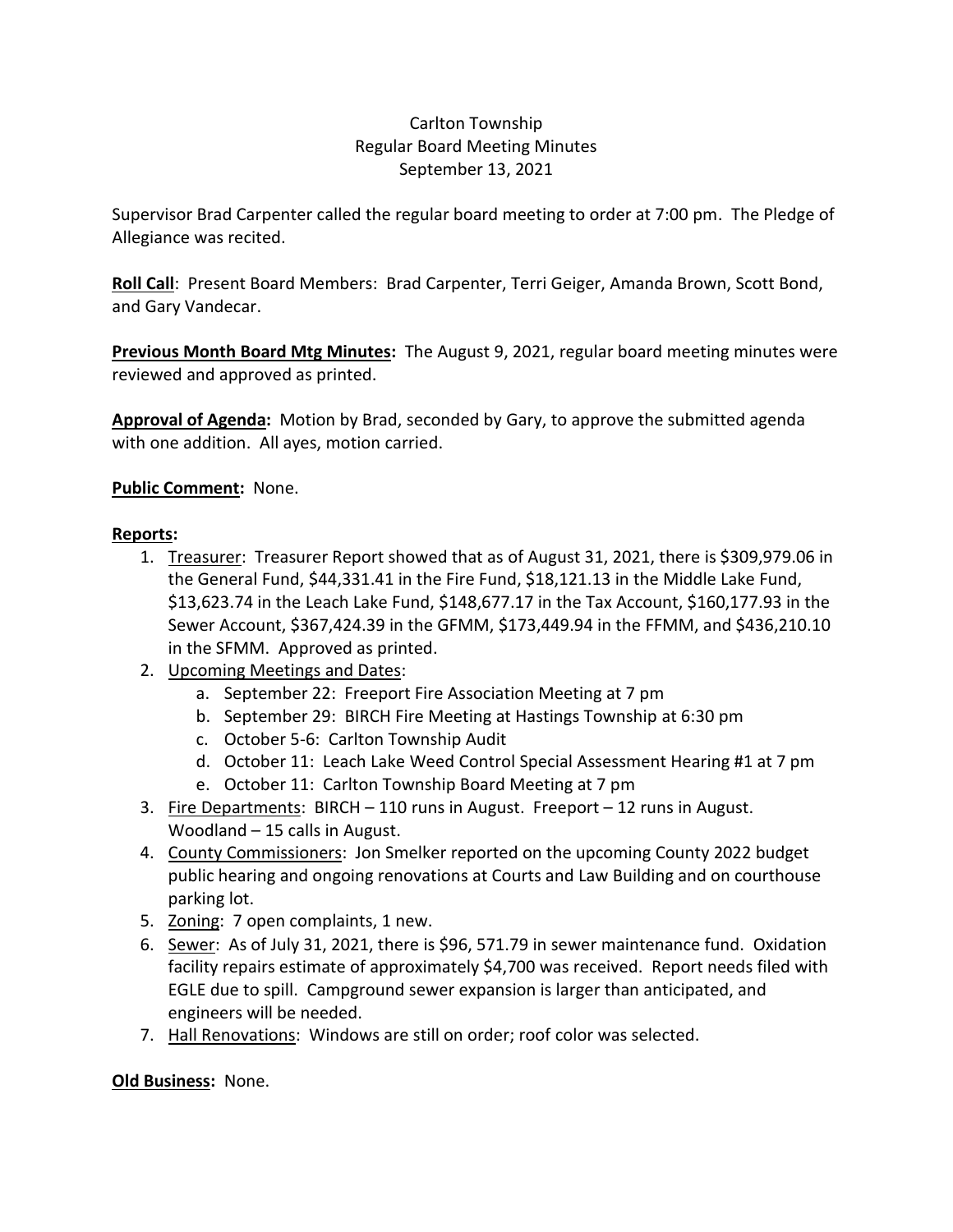Carlton Township
Regular Board Meeting Minutes
September 13, 2021

Supervisor Brad Carpenter called the regular board meeting to order at 7:00 pm. The Pledge of Allegiance was recited.

**Roll Call**: Present Board Members: Brad Carpenter, Terri Geiger, Amanda Brown, Scott Bond, and Gary Vandecar.

**Previous Month Board Mtg Minutes:** The August 9, 2021, regular board meeting minutes were reviewed and approved as printed.

**Approval of Agenda:** Motion by Brad, seconded by Gary, to approve the submitted agenda with one addition. All ayes, motion carried.

**Public Comment:** None.

**Reports:**

1. Treasurer: Treasurer Report showed that as of August 31, 2021, there is $309,979.06 in the General Fund, $44,331.41 in the Fire Fund, $18,121.13 in the Middle Lake Fund, $13,623.74 in the Leach Lake Fund, $148,677.17 in the Tax Account, $160,177.93 in the Sewer Account, $367,424.39 in the GFMM, $173,449.94 in the FFMM, and $436,210.10 in the SFMM. Approved as printed.
2. Upcoming Meetings and Dates:
   a. September 22: Freeport Fire Association Meeting at 7 pm
   b. September 29: BIRCH Fire Meeting at Hastings Township at 6:30 pm
   c. October 5-6: Carlton Township Audit
   d. October 11: Leach Lake Weed Control Special Assessment Hearing #1 at 7 pm
   e. October 11: Carlton Township Board Meeting at 7 pm
3. Fire Departments: BIRCH – 110 runs in August. Freeport – 12 runs in August. Woodland – 15 calls in August.
4. County Commissioners: Jon Smelker reported on the upcoming County 2022 budget public hearing and ongoing renovations at Courts and Law Building and on courthouse parking lot.
5. Zoning: 7 open complaints, 1 new.
6. Sewer: As of July 31, 2021, there is $96, 571.79 in sewer maintenance fund. Oxidation facility repairs estimate of approximately $4,700 was received. Report needs filed with EGLE due to spill. Campground sewer expansion is larger than anticipated, and engineers will be needed.
7. Hall Renovations: Windows are still on order; roof color was selected.

**Old Business:** None.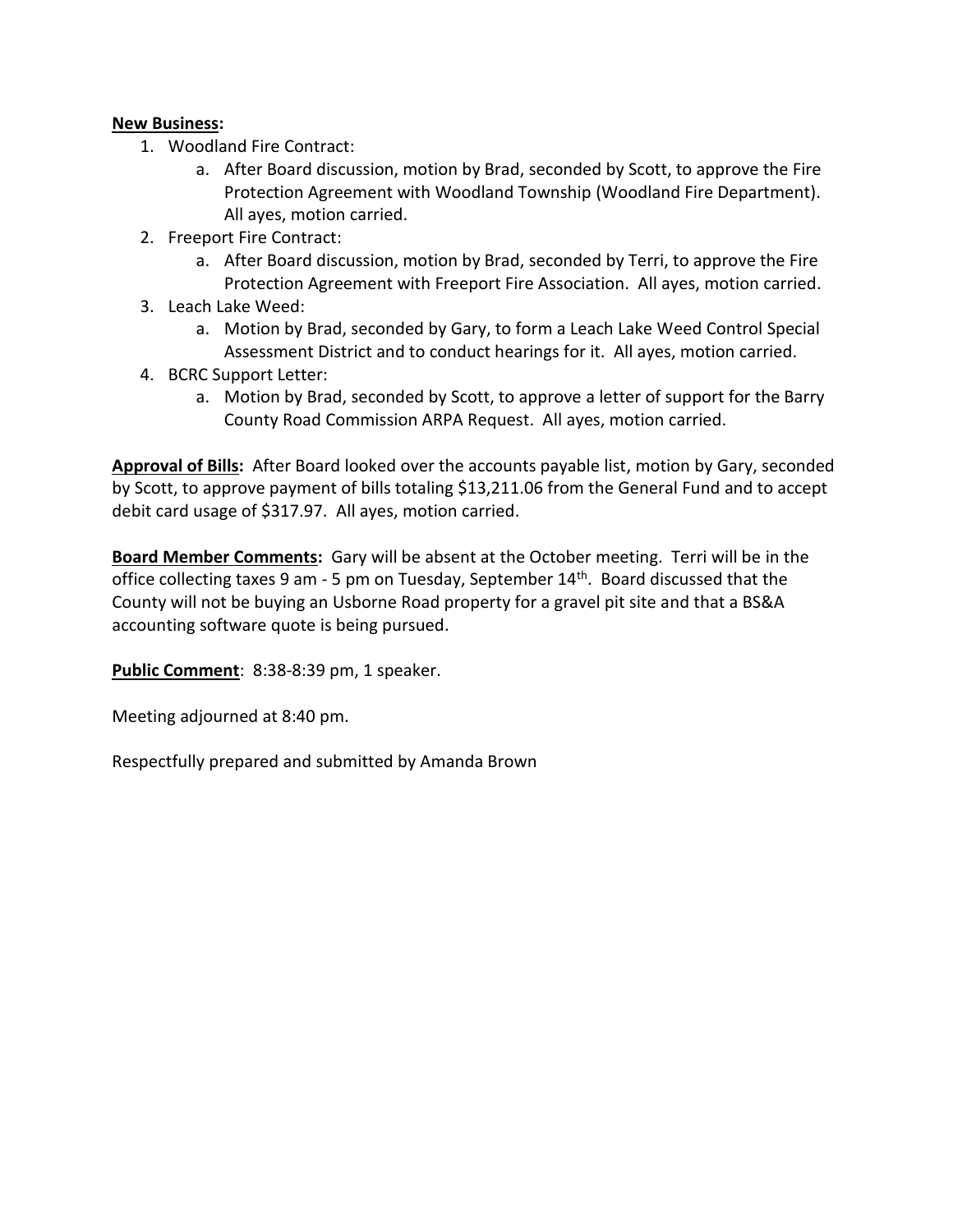**New Business:**

1. Woodland Fire Contract:
    a. After Board discussion, motion by Brad, seconded by Scott, to approve the Fire Protection Agreement with Woodland Township (Woodland Fire Department). All ayes, motion carried.
2. Freeport Fire Contract:
    a. After Board discussion, motion by Brad, seconded by Terri, to approve the Fire Protection Agreement with Freeport Fire Association. All ayes, motion carried.
3. Leach Lake Weed:
    a. Motion by Brad, seconded by Gary, to form a Leach Lake Weed Control Special Assessment District and to conduct hearings for it. All ayes, motion carried.
4. BCRC Support Letter:
    a. Motion by Brad, seconded by Scott, to approve a letter of support for the Barry County Road Commission ARPA Request. All ayes, motion carried.

**Approval of Bills:** After Board looked over the accounts payable list, motion by Gary, seconded by Scott, to approve payment of bills totaling $13,211.06 from the General Fund and to accept debit card usage of $317.97. All ayes, motion carried.

**Board Member Comments:** Gary will be absent at the October meeting. Terri will be in the office collecting taxes 9 am - 5 pm on Tuesday, September 14th. Board discussed that the County will not be buying an Usborne Road property for a gravel pit site and that a BS&A accounting software quote is being pursued.

**Public Comment**: 8:38-8:39 pm, 1 speaker.

Meeting adjourned at 8:40 pm.

Respectfully prepared and submitted by Amanda Brown